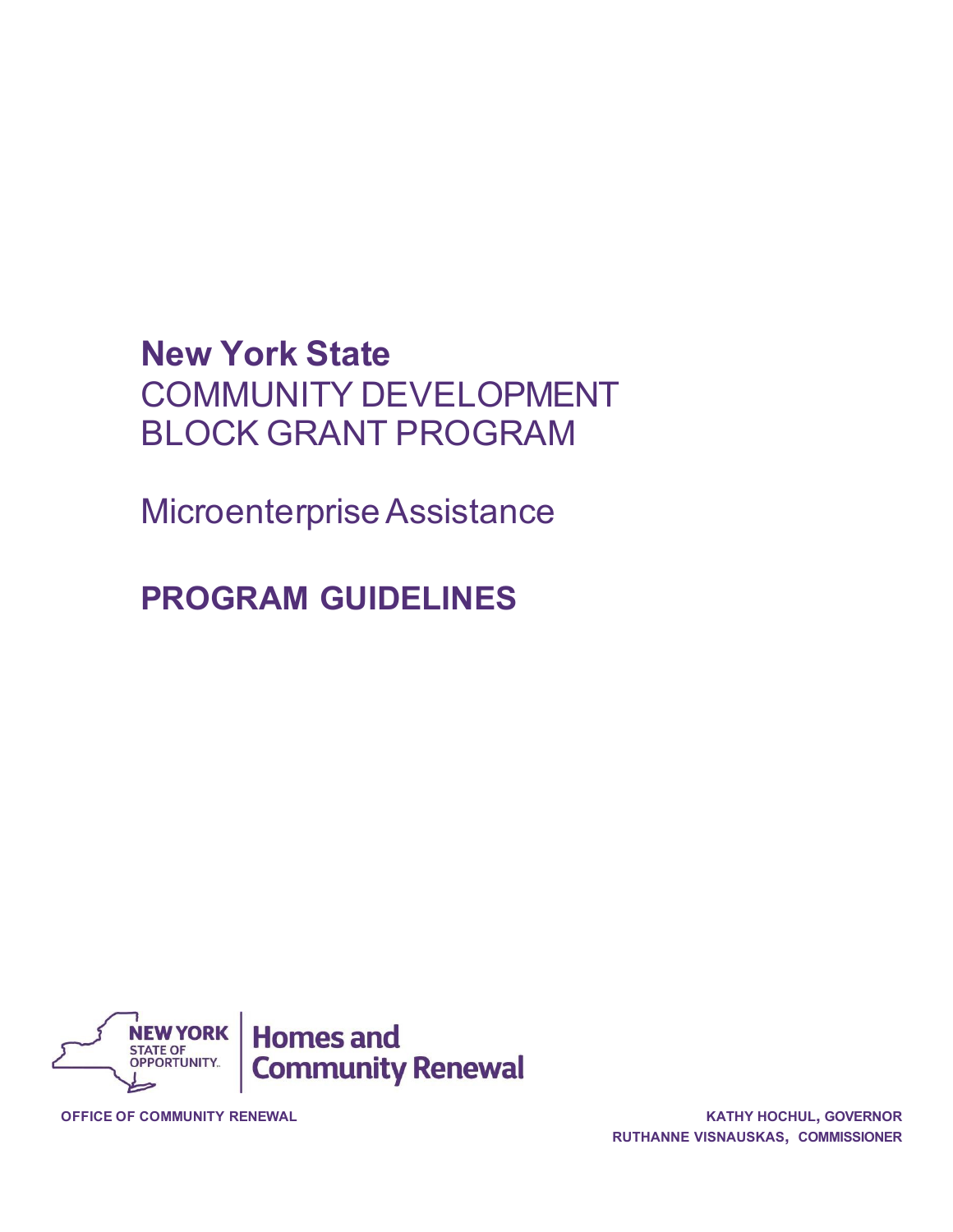# New York State
# COMMUNITY DEVELOPMENT BLOCK GRANT PROGRAM

## Microenterprise Assistance

## PROGRAM GUIDELINES

NEW YORK STATE OF OPPORTUNITY. | Homes and Community Renewal

OFFICE OF COMMUNITY RENEWAL

KATHY HOCHUL, GOVERNOR
RUTHANNE VISNAUSKAS, COMMISSIONER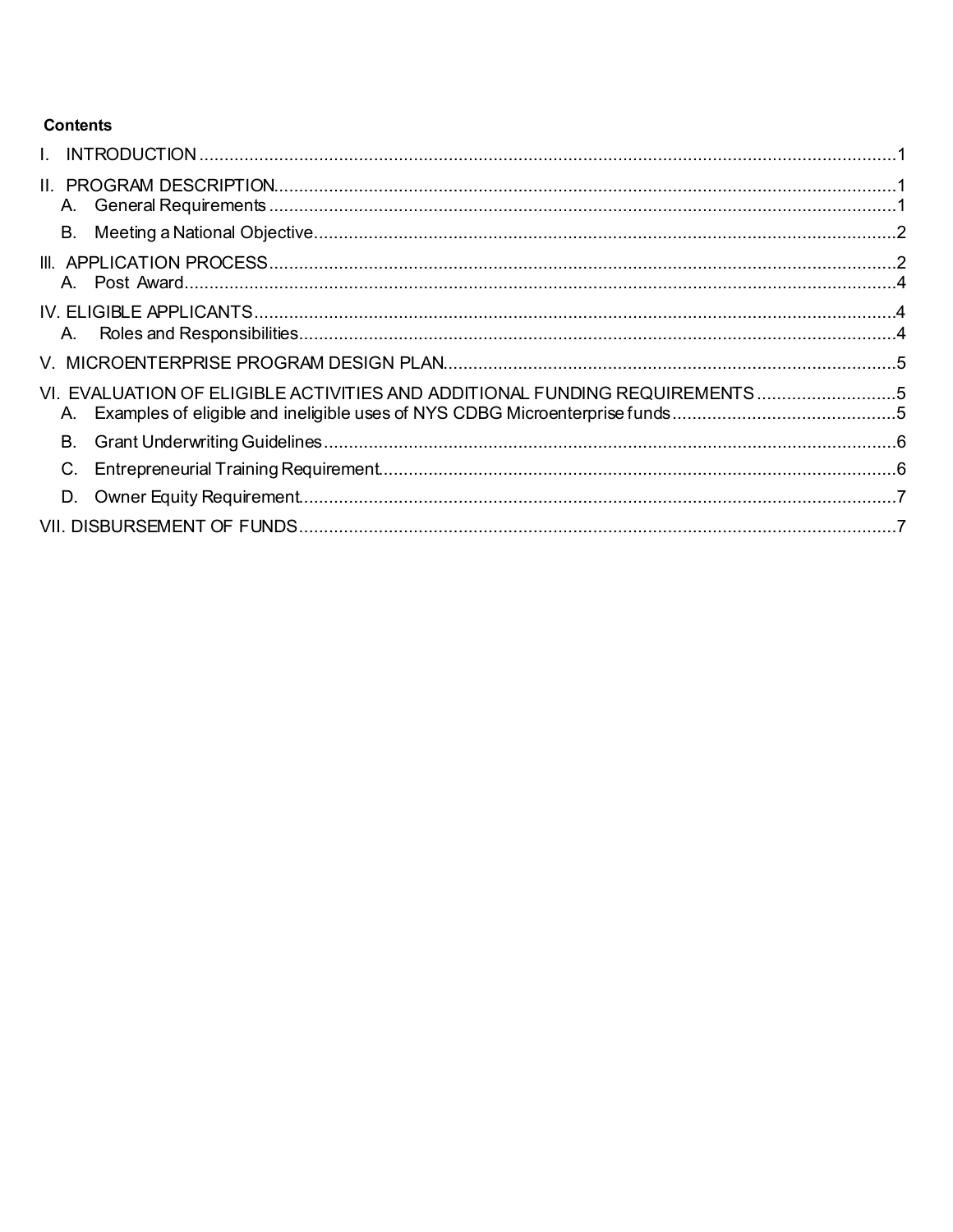**Contents**

I. INTRODUCTION ........................................................................................................................ 1

II. PROGRAM DESCRIPTION ........................................................................................................ 1

- A. General Requirements ........................................................................................................ 1
- B. Meeting a National Objective ............................................................................................... 2

III. APPLICATION PROCESS ........................................................................................................ 2

- A. Post Award .......................................................................................................................... 4

IV. ELIGIBLE APPLICANTS ........................................................................................................... 4

- A. Roles and Responsibilities ................................................................................................... 4

V. MICROENTERPRISE PROGRAM DESIGN PLAN ...................................................................... 5

VI. EVALUATION OF ELIGIBLE ACTIVITIES AND ADDITIONAL FUNDING REQUIREMENTS ........... 5

- A. Examples of eligible and ineligible uses of NYS CDBG Microenterprise funds ........................ 5
- B. Grant Underwriting Guidelines ............................................................................................ 6
- C. Entrepreneurial Training Requirement ................................................................................. 6
- D. Owner Equity Requirement ................................................................................................. 7

VII. DISBURSEMENT OF FUNDS .................................................................................................. 7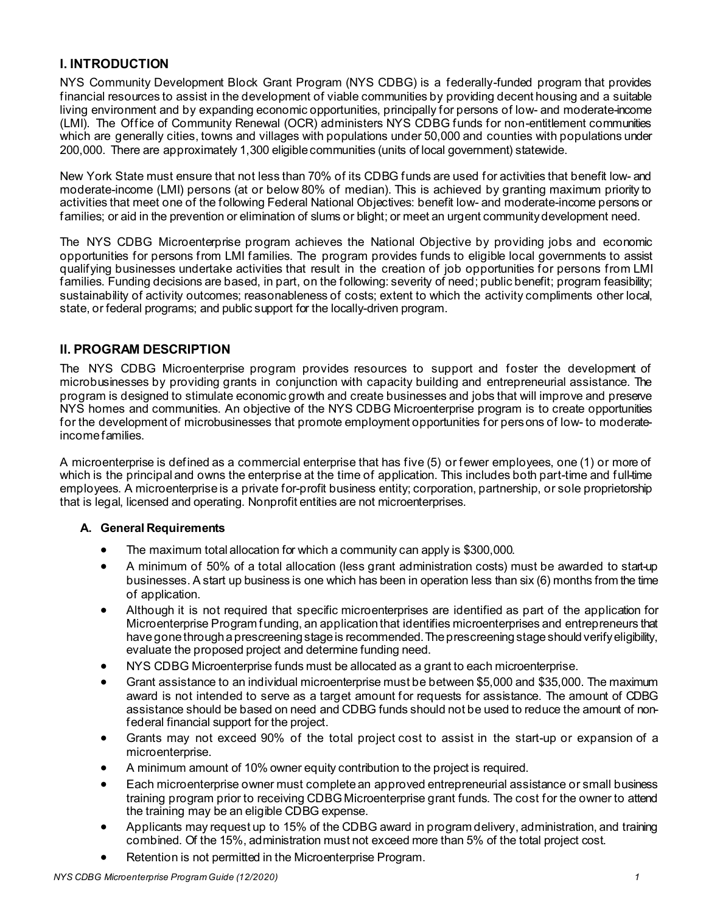## I. INTRODUCTION

NYS Community Development Block Grant Program (NYS CDBG) is a federally-funded program that provides financial resources to assist in the development of viable communities by providing decent housing and a suitable living environment and by expanding economic opportunities, principally for persons of low- and moderate-income (LMI). The Office of Community Renewal (OCR) administers NYS CDBG funds for non-entitlement communities which are generally cities, towns and villages with populations under 50,000 and counties with populations under 200,000. There are approximately 1,300 eligible communities (units of local government) statewide.

New York State must ensure that not less than 70% of its CDBG funds are used for activities that benefit low- and moderate-income (LMI) persons (at or below 80% of median). This is achieved by granting maximum priority to activities that meet one of the following Federal National Objectives: benefit low- and moderate-income persons or families; or aid in the prevention or elimination of slums or blight; or meet an urgent community development need.

The NYS CDBG Microenterprise program achieves the National Objective by providing jobs and economic opportunities for persons from LMI families. The program provides funds to eligible local governments to assist qualifying businesses undertake activities that result in the creation of job opportunities for persons from LMI families. Funding decisions are based, in part, on the following: severity of need; public benefit; program feasibility; sustainability of activity outcomes; reasonableness of costs; extent to which the activity compliments other local, state, or federal programs; and public support for the locally-driven program.

## II. PROGRAM DESCRIPTION

The NYS CDBG Microenterprise program provides resources to support and foster the development of microbusinesses by providing grants in conjunction with capacity building and entrepreneurial assistance. The program is designed to stimulate economic growth and create businesses and jobs that will improve and preserve NYS homes and communities. An objective of the NYS CDBG Microenterprise program is to create opportunities for the development of microbusinesses that promote employment opportunities for persons of low- to moderate-income families.

A microenterprise is defined as a commercial enterprise that has five (5) or fewer employees, one (1) or more of which is the principal and owns the enterprise at the time of application. This includes both part-time and full-time employees. A microenterprise is a private for-profit business entity; corporation, partnership, or sole proprietorship that is legal, licensed and operating. Nonprofit entities are not microenterprises.

### A. General Requirements

- The maximum total allocation for which a community can apply is $300,000.
- A minimum of 50% of a total allocation (less grant administration costs) must be awarded to start-up businesses. A start up business is one which has been in operation less than six (6) months from the time of application.
- Although it is not required that specific microenterprises are identified as part of the application for Microenterprise Program funding, an application that identifies microenterprises and entrepreneurs that have gone through a prescreening stage is recommended. The prescreening stage should verify eligibility, evaluate the proposed project and determine funding need.
- NYS CDBG Microenterprise funds must be allocated as a grant to each microenterprise.
- Grant assistance to an individual microenterprise must be between $5,000 and $35,000. The maximum award is not intended to serve as a target amount for requests for assistance. The amount of CDBG assistance should be based on need and CDBG funds should not be used to reduce the amount of non-federal financial support for the project.
- Grants may not exceed 90% of the total project cost to assist in the start-up or expansion of a microenterprise.
- A minimum amount of 10% owner equity contribution to the project is required.
- Each microenterprise owner must complete an approved entrepreneurial assistance or small business training program prior to receiving CDBG Microenterprise grant funds. The cost for the owner to attend the training may be an eligible CDBG expense.
- Applicants may request up to 15% of the CDBG award in program delivery, administration, and training combined. Of the 15%, administration must not exceed more than 5% of the total project cost.
- Retention is not permitted in the Microenterprise Program.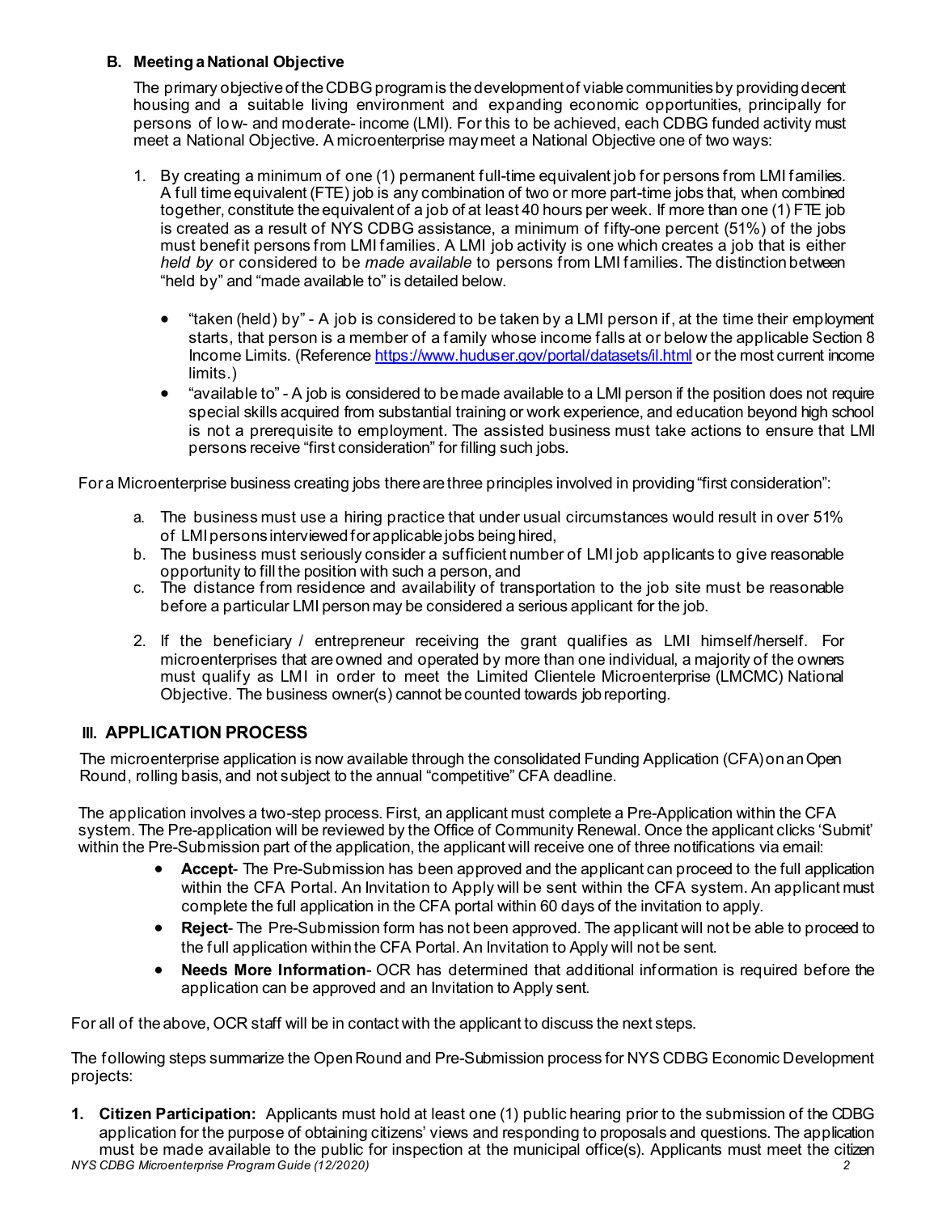### B. Meeting a National Objective

The primary objective of the CDBG program is the development of viable communities by providing decent housing and a suitable living environment and expanding economic opportunities, principally for persons of low- and moderate- income (LMI). For this to be achieved, each CDBG funded activity must meet a National Objective. A microenterprise may meet a National Objective one of two ways:

1. By creating a minimum of one (1) permanent full-time equivalent job for persons from LMI families. A full time equivalent (FTE) job is any combination of two or more part-time jobs that, when combined together, constitute the equivalent of a job of at least 40 hours per week. If more than one (1) FTE job is created as a result of NYS CDBG assistance, a minimum of fifty-one percent (51%) of the jobs must benefit persons from LMI families. A LMI job activity is one which creates a job that is either *held by* or considered to be *made available* to persons from LMI families. The distinction between "held by" and "made available to" is detailed below.

   - "taken (held) by" - A job is considered to be taken by a LMI person if, at the time their employment starts, that person is a member of a family whose income falls at or below the applicable Section 8 Income Limits. (Reference https://www.huduser.gov/portal/datasets/il.html or the most current income limits.)
   - "available to" - A job is considered to be made available to a LMI person if the position does not require special skills acquired from substantial training or work experience, and education beyond high school is not a prerequisite to employment. The assisted business must take actions to ensure that LMI persons receive "first consideration" for filling such jobs.

For a Microenterprise business creating jobs there are three principles involved in providing "first consideration":

   a. The business must use a hiring practice that under usual circumstances would result in over 51% of LMI persons interviewed for applicable jobs being hired,
   b. The business must seriously consider a sufficient number of LMI job applicants to give reasonable opportunity to fill the position with such a person, and
   c. The distance from residence and availability of transportation to the job site must be reasonable before a particular LMI person may be considered a serious applicant for the job.

2. If the beneficiary / entrepreneur receiving the grant qualifies as LMI himself/herself. For microenterprises that are owned and operated by more than one individual, a majority of the owners must qualify as LMI in order to meet the Limited Clientele Microenterprise (LMCMC) National Objective. The business owner(s) cannot be counted towards job reporting.

## III. APPLICATION PROCESS

The microenterprise application is now available through the consolidated Funding Application (CFA) on an Open Round, rolling basis, and not subject to the annual "competitive" CFA deadline.

The application involves a two-step process. First, an applicant must complete a Pre-Application within the CFA system. The Pre-application will be reviewed by the Office of Community Renewal. Once the applicant clicks 'Submit' within the Pre-Submission part of the application, the applicant will receive one of three notifications via email:

- **Accept**- The Pre-Submission has been approved and the applicant can proceed to the full application within the CFA Portal. An Invitation to Apply will be sent within the CFA system. An applicant must complete the full application in the CFA portal within 60 days of the invitation to apply.
- **Reject**- The Pre-Submission form has not been approved. The applicant will not be able to proceed to the full application within the CFA Portal. An Invitation to Apply will not be sent.
- **Needs More Information**- OCR has determined that additional information is required before the application can be approved and an Invitation to Apply sent.

For all of the above, OCR staff will be in contact with the applicant to discuss the next steps.

The following steps summarize the Open Round and Pre-Submission process for NYS CDBG Economic Development projects:

1. **Citizen Participation:** Applicants must hold at least one (1) public hearing prior to the submission of the CDBG application for the purpose of obtaining citizens' views and responding to proposals and questions. The application must be made available to the public for inspection at the municipal office(s). Applicants must meet the citizen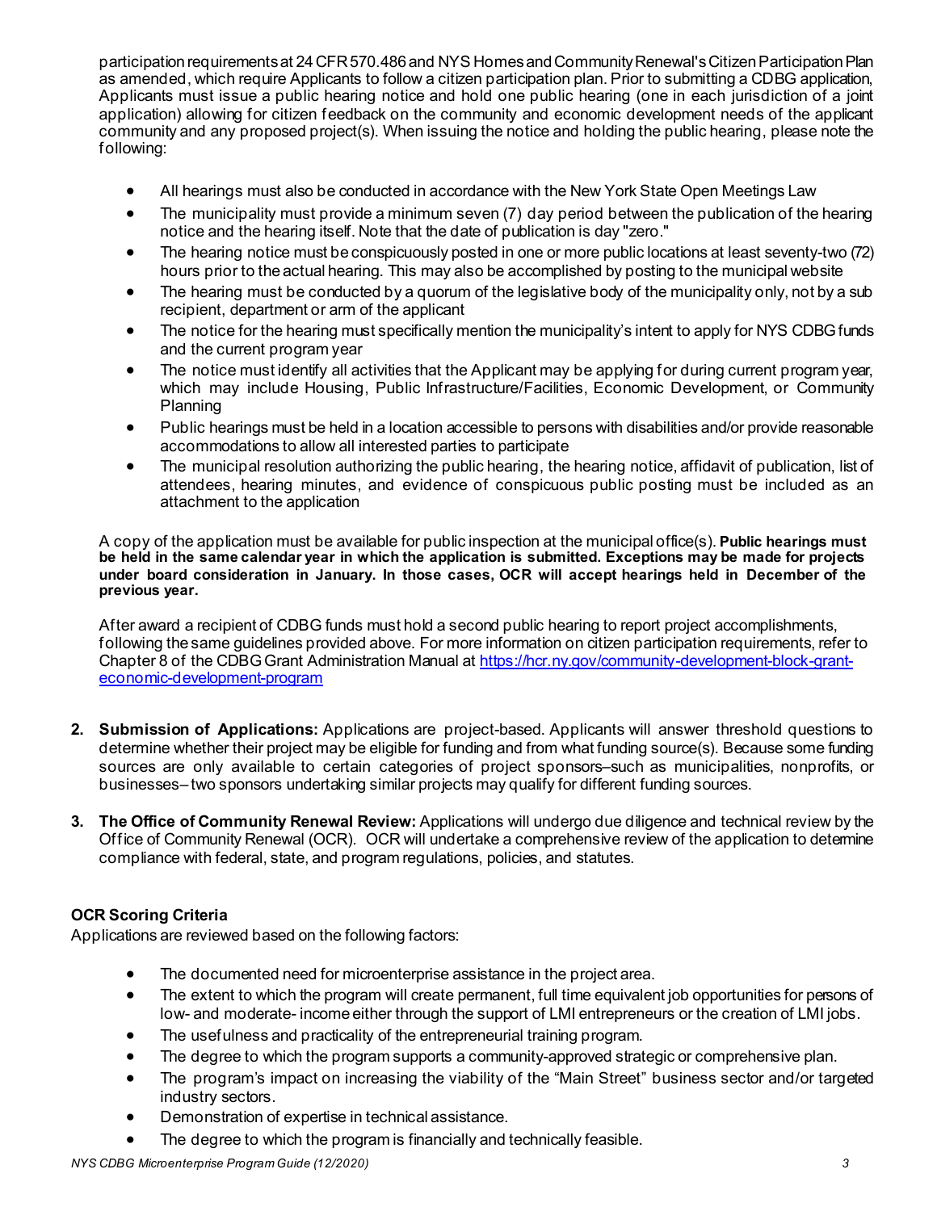participation requirements at 24 CFR 570.486 and NYS Homes and Community Renewal's Citizen Participation Plan as amended, which require Applicants to follow a citizen participation plan. Prior to submitting a CDBG application, Applicants must issue a public hearing notice and hold one public hearing (one in each jurisdiction of a joint application) allowing for citizen feedback on the community and economic development needs of the applicant community and any proposed project(s). When issuing the notice and holding the public hearing, please note the following:

- All hearings must also be conducted in accordance with the New York State Open Meetings Law
- The municipality must provide a minimum seven (7) day period between the publication of the hearing notice and the hearing itself. Note that the date of publication is day "zero."
- The hearing notice must be conspicuously posted in one or more public locations at least seventy-two (72) hours prior to the actual hearing. This may also be accomplished by posting to the municipal website
- The hearing must be conducted by a quorum of the legislative body of the municipality only, not by a sub recipient, department or arm of the applicant
- The notice for the hearing must specifically mention the municipality's intent to apply for NYS CDBG funds and the current program year
- The notice must identify all activities that the Applicant may be applying for during current program year, which may include Housing, Public Infrastructure/Facilities, Economic Development, or Community Planning
- Public hearings must be held in a location accessible to persons with disabilities and/or provide reasonable accommodations to allow all interested parties to participate
- The municipal resolution authorizing the public hearing, the hearing notice, affidavit of publication, list of attendees, hearing minutes, and evidence of conspicuous public posting must be included as an attachment to the application

A copy of the application must be available for public inspection at the municipal office(s). **Public hearings must be held in the same calendar year in which the application is submitted. Exceptions may be made for projects under board consideration in January. In those cases, OCR will accept hearings held in December of the previous year.**

After award a recipient of CDBG funds must hold a second public hearing to report project accomplishments, following the same guidelines provided above. For more information on citizen participation requirements, refer to Chapter 8 of the CDBG Grant Administration Manual at https://hcr.ny.gov/community-development-block-grant-economic-development-program

2. **Submission of Applications:** Applications are project-based. Applicants will answer threshold questions to determine whether their project may be eligible for funding and from what funding source(s). Because some funding sources are only available to certain categories of project sponsors–such as municipalities, nonprofits, or businesses– two sponsors undertaking similar projects may qualify for different funding sources.

3. **The Office of Community Renewal Review:** Applications will undergo due diligence and technical review by the Office of Community Renewal (OCR). OCR will undertake a comprehensive review of the application to determine compliance with federal, state, and program regulations, policies, and statutes.

**OCR Scoring Criteria**

Applications are reviewed based on the following factors:

- The documented need for microenterprise assistance in the project area.
- The extent to which the program will create permanent, full time equivalent job opportunities for persons of low- and moderate- income either through the support of LMI entrepreneurs or the creation of LMI jobs.
- The usefulness and practicality of the entrepreneurial training program.
- The degree to which the program supports a community-approved strategic or comprehensive plan.
- The program's impact on increasing the viability of the "Main Street" business sector and/or targeted industry sectors.
- Demonstration of expertise in technical assistance.
- The degree to which the program is financially and technically feasible.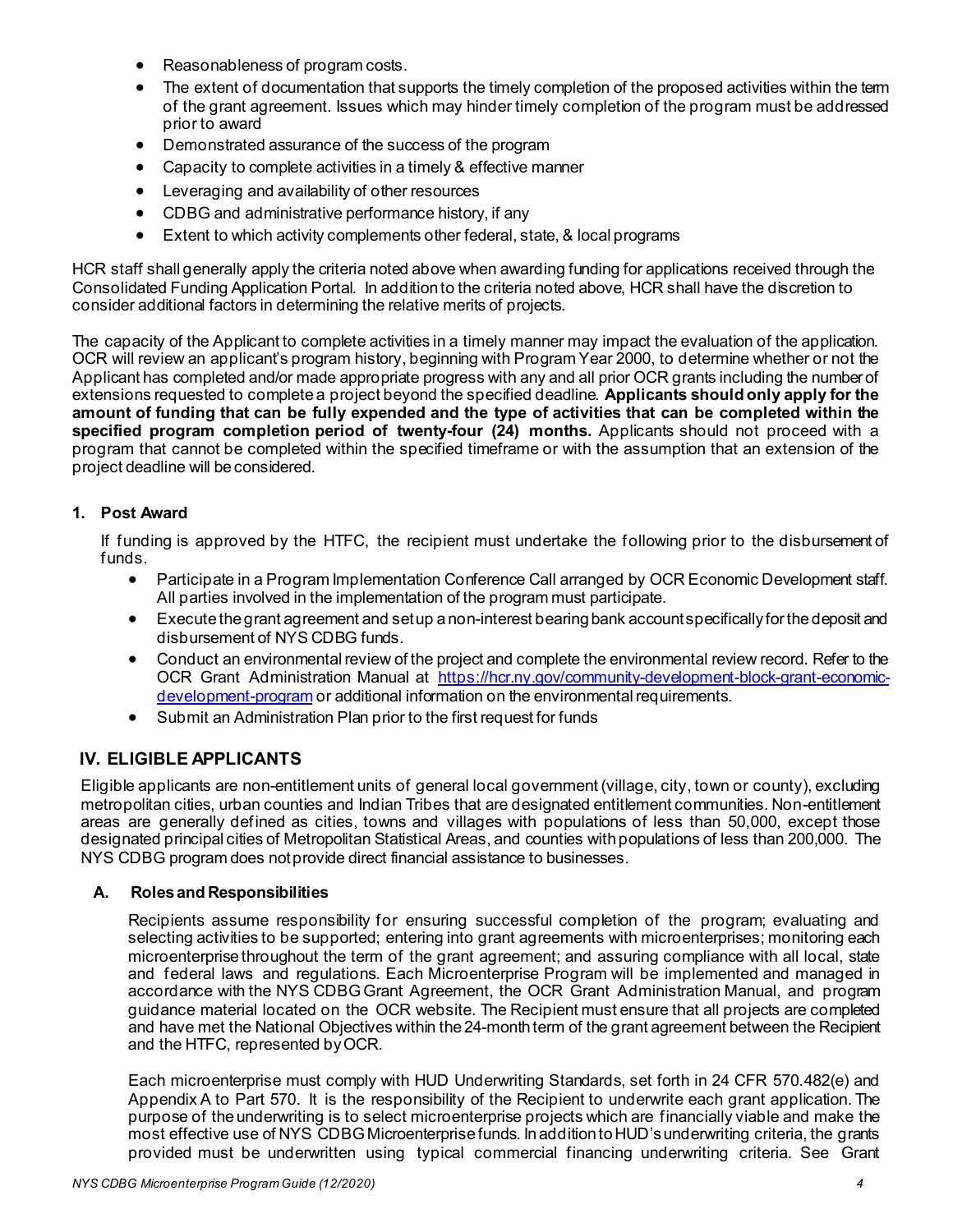- Reasonableness of program costs.
- The extent of documentation that supports the timely completion of the proposed activities within the term of the grant agreement. Issues which may hinder timely completion of the program must be addressed prior to award
- Demonstrated assurance of the success of the program
- Capacity to complete activities in a timely & effective manner
- Leveraging and availability of other resources
- CDBG and administrative performance history, if any
- Extent to which activity complements other federal, state, & local programs

HCR staff shall generally apply the criteria noted above when awarding funding for applications received through the Consolidated Funding Application Portal. In addition to the criteria noted above, HCR shall have the discretion to consider additional factors in determining the relative merits of projects.

The capacity of the Applicant to complete activities in a timely manner may impact the evaluation of the application. OCR will review an applicant's program history, beginning with Program Year 2000, to determine whether or not the Applicant has completed and/or made appropriate progress with any and all prior OCR grants including the number of extensions requested to complete a project beyond the specified deadline. **Applicants should only apply for the amount of funding that can be fully expended and the type of activities that can be completed within the specified program completion period of twenty-four (24) months.** Applicants should not proceed with a program that cannot be completed within the specified timeframe or with the assumption that an extension of the project deadline will be considered.

### 1. Post Award

If funding is approved by the HTFC, the recipient must undertake the following prior to the disbursement of funds.

- Participate in a Program Implementation Conference Call arranged by OCR Economic Development staff. All parties involved in the implementation of the program must participate.
- Execute the grant agreement and set up a non-interest bearing bank account specifically for the deposit and disbursement of NYS CDBG funds.
- Conduct an environmental review of the project and complete the environmental review record. Refer to the OCR Grant Administration Manual at [https://hcr.ny.gov/community-development-block-grant-economic-development-program](https://hcr.ny.gov/community-development-block-grant-economic-development-program) or additional information on the environmental requirements.
- Submit an Administration Plan prior to the first request for funds

## IV. ELIGIBLE APPLICANTS

Eligible applicants are non-entitlement units of general local government (village, city, town or county), excluding metropolitan cities, urban counties and Indian Tribes that are designated entitlement communities. Non-entitlement areas are generally defined as cities, towns and villages with populations of less than 50,000, except those designated principal cities of Metropolitan Statistical Areas, and counties with populations of less than 200,000. The NYS CDBG program does not provide direct financial assistance to businesses.

### A. Roles and Responsibilities

Recipients assume responsibility for ensuring successful completion of the program; evaluating and selecting activities to be supported; entering into grant agreements with microenterprises; monitoring each microenterprise throughout the term of the grant agreement; and assuring compliance with all local, state and federal laws and regulations. Each Microenterprise Program will be implemented and managed in accordance with the NYS CDBG Grant Agreement, the OCR Grant Administration Manual, and program guidance material located on the OCR website. The Recipient must ensure that all projects are completed and have met the National Objectives within the 24-month term of the grant agreement between the Recipient and the HTFC, represented by OCR.

Each microenterprise must comply with HUD Underwriting Standards, set forth in 24 CFR 570.482(e) and Appendix A to Part 570. It is the responsibility of the Recipient to underwrite each grant application. The purpose of the underwriting is to select microenterprise projects which are financially viable and make the most effective use of NYS CDBG Microenterprise funds. In addition to HUD's underwriting criteria, the grants provided must be underwritten using typical commercial financing underwriting criteria. See Grant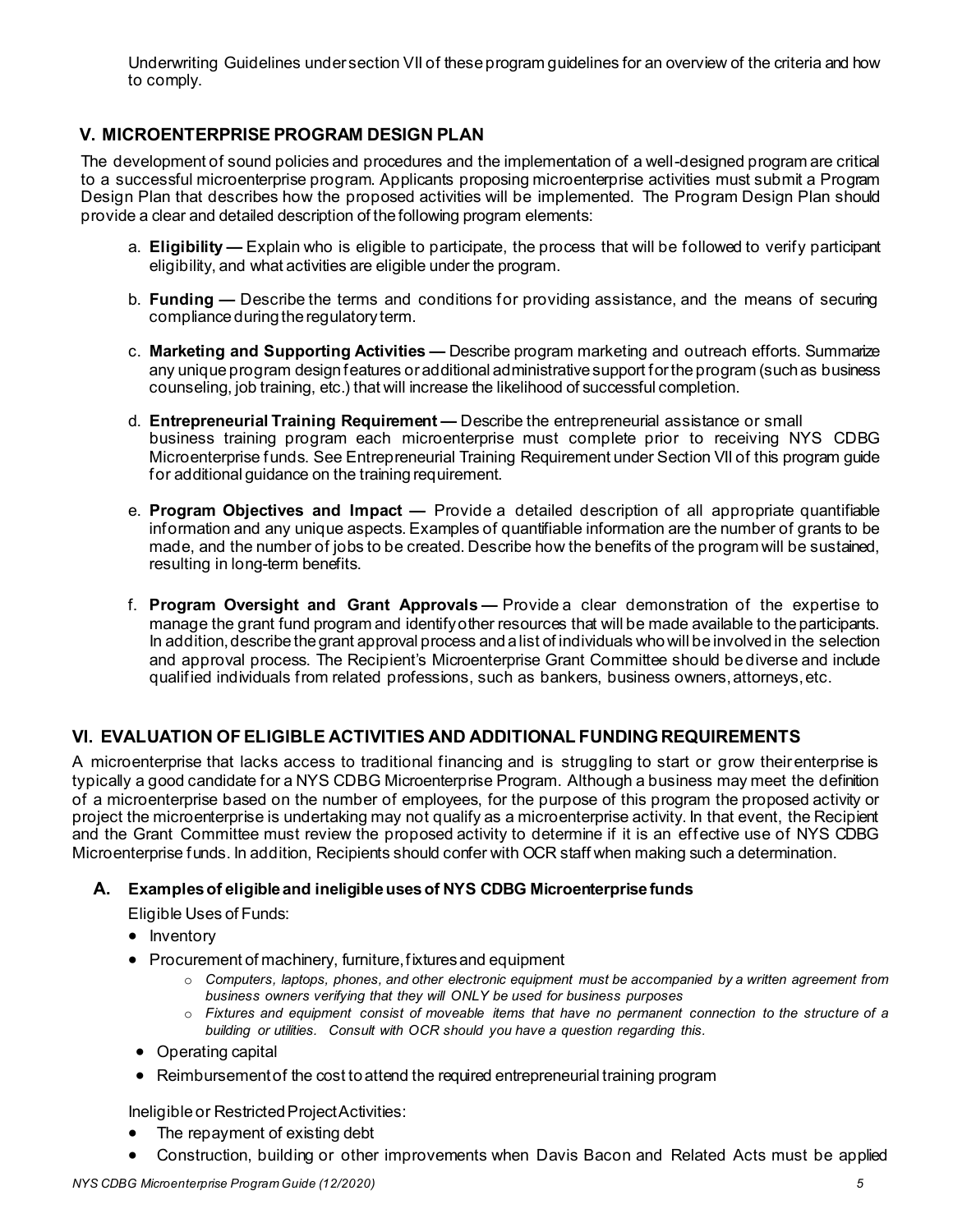Underwriting Guidelines under section VII of these program guidelines for an overview of the criteria and how to comply.

## V. MICROENTERPRISE PROGRAM DESIGN PLAN

The development of sound policies and procedures and the implementation of a well-designed program are critical to a successful microenterprise program. Applicants proposing microenterprise activities must submit a Program Design Plan that describes how the proposed activities will be implemented. The Program Design Plan should provide a clear and detailed description of the following program elements:

a. **Eligibility —** Explain who is eligible to participate, the process that will be followed to verify participant eligibility, and what activities are eligible under the program.

b. **Funding —** Describe the terms and conditions for providing assistance, and the means of securing compliance during the regulatory term.

c. **Marketing and Supporting Activities —** Describe program marketing and outreach efforts. Summarize any unique program design features or additional administrative support for the program (such as business counseling, job training, etc.) that will increase the likelihood of successful completion.

d. **Entrepreneurial Training Requirement —** Describe the entrepreneurial assistance or small business training program each microenterprise must complete prior to receiving NYS CDBG Microenterprise funds. See Entrepreneurial Training Requirement under Section VII of this program guide for additional guidance on the training requirement.

e. **Program Objectives and Impact —** Provide a detailed description of all appropriate quantifiable information and any unique aspects. Examples of quantifiable information are the number of grants to be made, and the number of jobs to be created. Describe how the benefits of the program will be sustained, resulting in long-term benefits.

f. **Program Oversight and Grant Approvals —** Provide a clear demonstration of the expertise to manage the grant fund program and identify other resources that will be made available to the participants. In addition, describe the grant approval process and a list of individuals who will be involved in the selection and approval process. The Recipient's Microenterprise Grant Committee should be diverse and include qualified individuals from related professions, such as bankers, business owners, attorneys, etc.

## VI. EVALUATION OF ELIGIBLE ACTIVITIES AND ADDITIONAL FUNDING REQUIREMENTS

A microenterprise that lacks access to traditional financing and is struggling to start or grow their enterprise is typically a good candidate for a NYS CDBG Microenterprise Program. Although a business may meet the definition of a microenterprise based on the number of employees, for the purpose of this program the proposed activity or project the microenterprise is undertaking may not qualify as a microenterprise activity. In that event, the Recipient and the Grant Committee must review the proposed activity to determine if it is an effective use of NYS CDBG Microenterprise funds. In addition, Recipients should confer with OCR staff when making such a determination.

### A. Examples of eligible and ineligible uses of NYS CDBG Microenterprise funds

Eligible Uses of Funds:

- Inventory
- Procurement of machinery, furniture, fixtures and equipment
  - *Computers, laptops, phones, and other electronic equipment must be accompanied by a written agreement from business owners verifying that they will ONLY be used for business purposes*
  - *Fixtures and equipment consist of moveable items that have no permanent connection to the structure of a building or utilities. Consult with OCR should you have a question regarding this.*
- Operating capital
- Reimbursement of the cost to attend the required entrepreneurial training program

Ineligible or Restricted Project Activities:

- The repayment of existing debt
- Construction, building or other improvements when Davis Bacon and Related Acts must be applied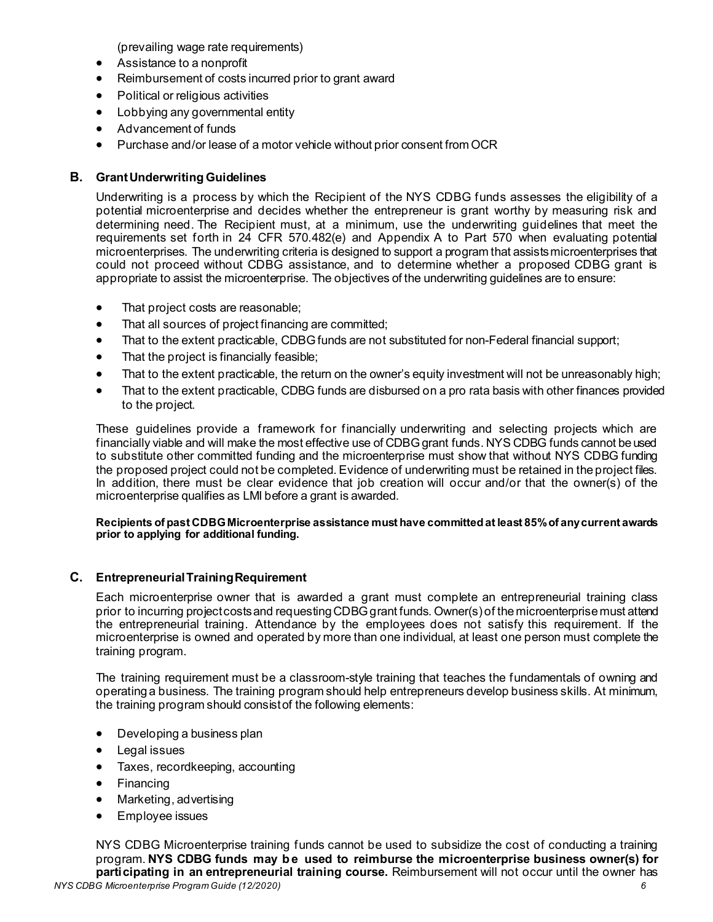(prevailing wage rate requirements)

- Assistance to a nonprofit
- Reimbursement of costs incurred prior to grant award
- Political or religious activities
- Lobbying any governmental entity
- Advancement of funds
- Purchase and/or lease of a motor vehicle without prior consent from OCR

## B. Grant Underwriting Guidelines

Underwriting is a process by which the Recipient of the NYS CDBG funds assesses the eligibility of a potential microenterprise and decides whether the entrepreneur is grant worthy by measuring risk and determining need. The Recipient must, at a minimum, use the underwriting guidelines that meet the requirements set forth in 24 CFR 570.482(e) and Appendix A to Part 570 when evaluating potential microenterprises. The underwriting criteria is designed to support a program that assists microenterprises that could not proceed without CDBG assistance, and to determine whether a proposed CDBG grant is appropriate to assist the microenterprise. The objectives of the underwriting guidelines are to ensure:

- That project costs are reasonable;
- That all sources of project financing are committed;
- That to the extent practicable, CDBG funds are not substituted for non-Federal financial support;
- That the project is financially feasible;
- That to the extent practicable, the return on the owner's equity investment will not be unreasonably high;
- That to the extent practicable, CDBG funds are disbursed on a pro rata basis with other finances provided to the project.

These guidelines provide a framework for financially underwriting and selecting projects which are financially viable and will make the most effective use of CDBG grant funds. NYS CDBG funds cannot be used to substitute other committed funding and the microenterprise must show that without NYS CDBG funding the proposed project could not be completed. Evidence of underwriting must be retained in the project files. In addition, there must be clear evidence that job creation will occur and/or that the owner(s) of the microenterprise qualifies as LMI before a grant is awarded.

**Recipients of past CDBG Microenterprise assistance must have committed at least 85% of any current awards prior to applying for additional funding.**

## C. Entrepreneurial Training Requirement

Each microenterprise owner that is awarded a grant must complete an entrepreneurial training class prior to incurring project costs and requesting CDBG grant funds. Owner(s) of the microenterprise must attend the entrepreneurial training. Attendance by the employees does not satisfy this requirement. If the microenterprise is owned and operated by more than one individual, at least one person must complete the training program.

The training requirement must be a classroom-style training that teaches the fundamentals of owning and operating a business. The training program should help entrepreneurs develop business skills. At minimum, the training program should consist of the following elements:

- Developing a business plan
- Legal issues
- Taxes, recordkeeping, accounting
- Financing
- Marketing, advertising
- Employee issues

NYS CDBG Microenterprise training funds cannot be used to subsidize the cost of conducting a training program. **NYS CDBG funds may be used to reimburse the microenterprise business owner(s) for participating in an entrepreneurial training course.** Reimbursement will not occur until the owner has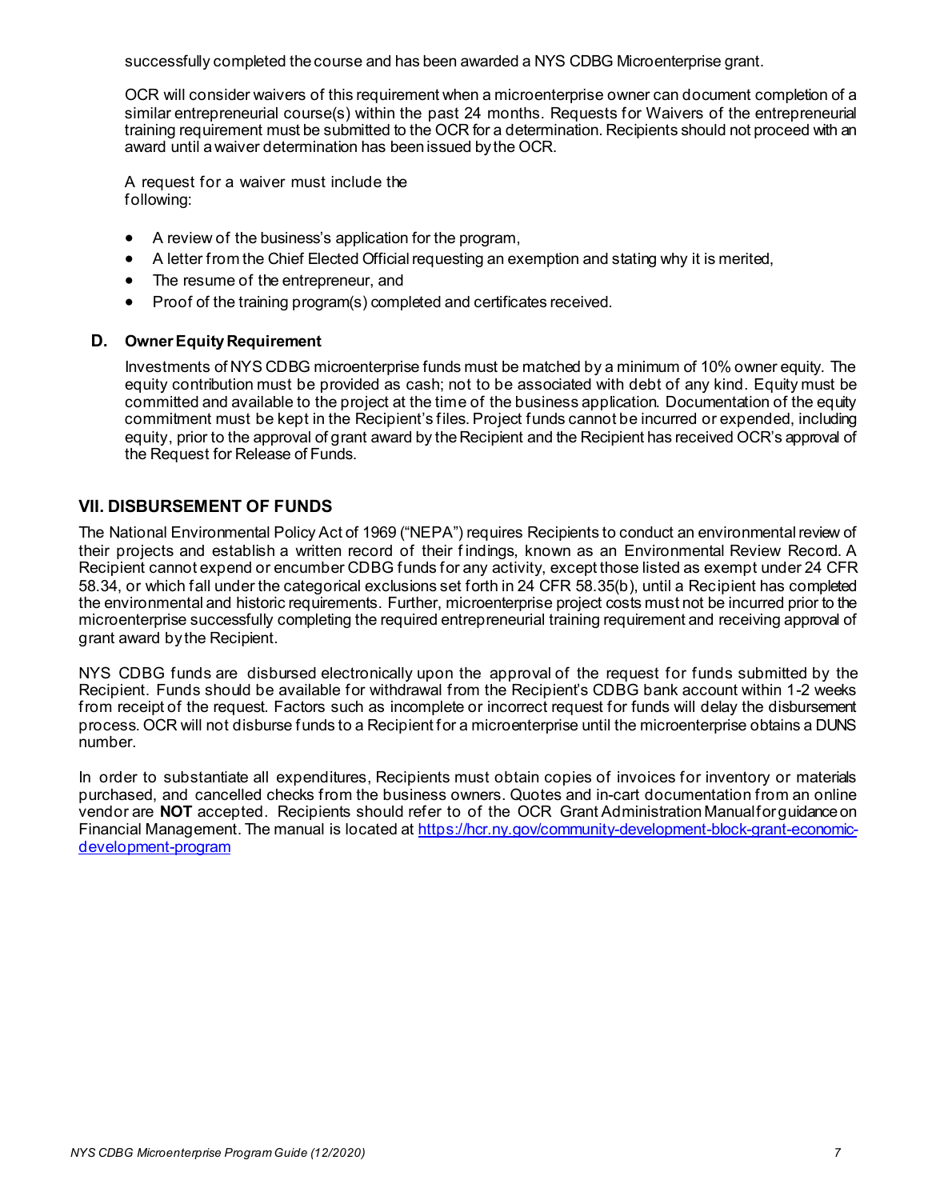successfully completed the course and has been awarded a NYS CDBG Microenterprise grant.

OCR will consider waivers of this requirement when a microenterprise owner can document completion of a similar entrepreneurial course(s) within the past 24 months. Requests for Waivers of the entrepreneurial training requirement must be submitted to the OCR for a determination. Recipients should not proceed with an award until a waiver determination has been issued by the OCR.

A request for a waiver must include the following:

- A review of the business's application for the program,
- A letter from the Chief Elected Official requesting an exemption and stating why it is merited,
- The resume of the entrepreneur, and
- Proof of the training program(s) completed and certificates received.

### D. Owner Equity Requirement

Investments of NYS CDBG microenterprise funds must be matched by a minimum of 10% owner equity. The equity contribution must be provided as cash; not to be associated with debt of any kind. Equity must be committed and available to the project at the time of the business application. Documentation of the equity commitment must be kept in the Recipient's files. Project funds cannot be incurred or expended, including equity, prior to the approval of grant award by the Recipient and the Recipient has received OCR's approval of the Request for Release of Funds.

## VII. DISBURSEMENT OF FUNDS

The National Environmental Policy Act of 1969 ("NEPA") requires Recipients to conduct an environmental review of their projects and establish a written record of their findings, known as an Environmental Review Record. A Recipient cannot expend or encumber CDBG funds for any activity, except those listed as exempt under 24 CFR 58.34, or which fall under the categorical exclusions set forth in 24 CFR 58.35(b), until a Recipient has completed the environmental and historic requirements. Further, microenterprise project costs must not be incurred prior to the microenterprise successfully completing the required entrepreneurial training requirement and receiving approval of grant award by the Recipient.

NYS CDBG funds are disbursed electronically upon the approval of the request for funds submitted by the Recipient. Funds should be available for withdrawal from the Recipient's CDBG bank account within 1-2 weeks from receipt of the request. Factors such as incomplete or incorrect request for funds will delay the disbursement process. OCR will not disburse funds to a Recipient for a microenterprise until the microenterprise obtains a DUNS number.

In order to substantiate all expenditures, Recipients must obtain copies of invoices for inventory or materials purchased, and cancelled checks from the business owners. Quotes and in-cart documentation from an online vendor are **NOT** accepted. Recipients should refer to of the OCR Grant Administration Manual for guidance on Financial Management. The manual is located at [https://hcr.ny.gov/community-development-block-grant-economic-development-program](https://hcr.ny.gov/community-development-block-grant-economic-development-program)